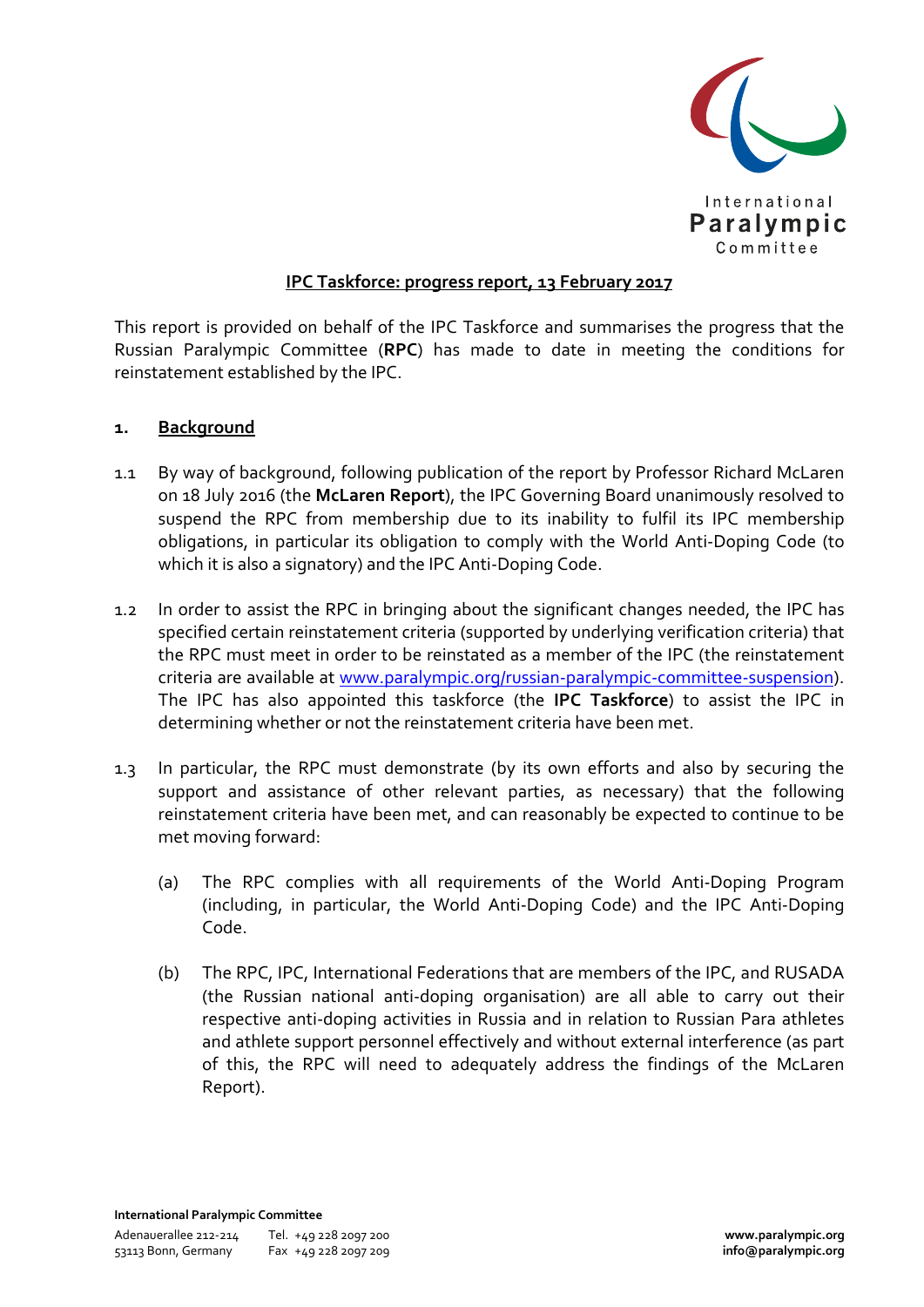**IPC Taskforce: progress report, 13 February 2017**

This report is provided on behalf of the IPC Taskforce and summarises the progress that the Russian Paralympic Committee (**RPC**) has made to date in meeting the conditions for reinstatement established by the IPC.

## 1. Background

1.1 By way of background, following publication of the report by Professor Richard McLaren on 18 July 2016 (the **McLaren Report**), the IPC Governing Board unanimously resolved to suspend the RPC from membership due to its inability to fulfil its IPC membership obligations, in particular its obligation to comply with the World Anti-Doping Code (to which it is also a signatory) and the IPC Anti-Doping Code.

1.2 In order to assist the RPC in bringing about the significant changes needed, the IPC has specified certain reinstatement criteria (supported by underlying verification criteria) that the RPC must meet in order to be reinstated as a member of the IPC (the reinstatement criteria are available at [www.paralympic.org/russian-paralympic-committee-suspension](www.paralympic.org/russian-paralympic-committee-suspension)). The IPC has also appointed this taskforce (the **IPC Taskforce**) to assist the IPC in determining whether or not the reinstatement criteria have been met.

1.3 In particular, the RPC must demonstrate (by its own efforts and also by securing the support and assistance of other relevant parties, as necessary) that the following reinstatement criteria have been met, and can reasonably be expected to continue to be met moving forward:

(a) The RPC complies with all requirements of the World Anti-Doping Program (including, in particular, the World Anti-Doping Code) and the IPC Anti-Doping Code.

(b) The RPC, IPC, International Federations that are members of the IPC, and RUSADA (the Russian national anti-doping organisation) are all able to carry out their respective anti-doping activities in Russia and in relation to Russian Para athletes and athlete support personnel effectively and without external interference (as part of this, the RPC will need to adequately address the findings of the McLaren Report).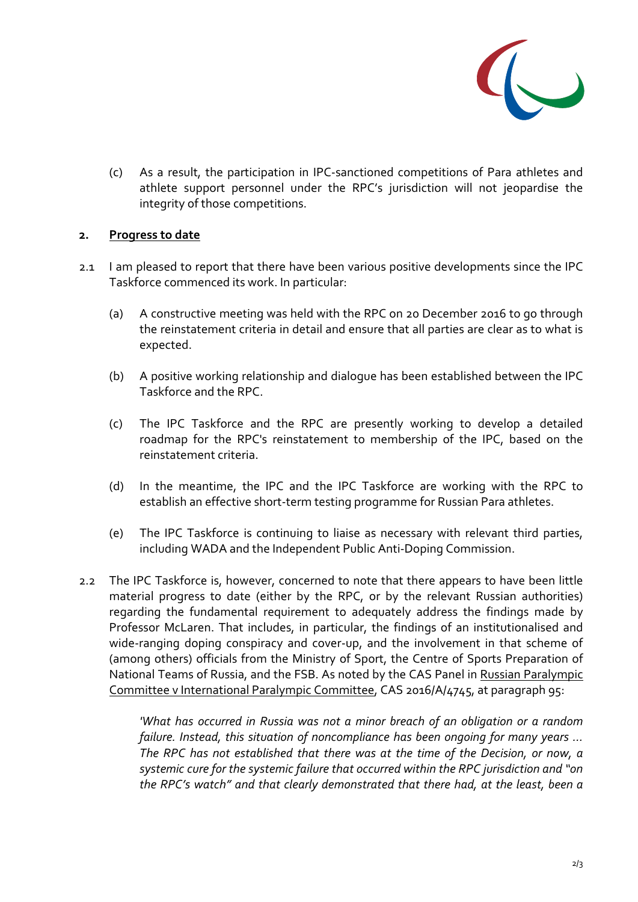(c) As a result, the participation in IPC-sanctioned competitions of Para athletes and athlete support personnel under the RPC's jurisdiction will not jeopardise the integrity of those competitions.

## 2. Progress to date

2.1 I am pleased to report that there have been various positive developments since the IPC Taskforce commenced its work. In particular:

(a) A constructive meeting was held with the RPC on 20 December 2016 to go through the reinstatement criteria in detail and ensure that all parties are clear as to what is expected.

(b) A positive working relationship and dialogue has been established between the IPC Taskforce and the RPC.

(c) The IPC Taskforce and the RPC are presently working to develop a detailed roadmap for the RPC's reinstatement to membership of the IPC, based on the reinstatement criteria.

(d) In the meantime, the IPC and the IPC Taskforce are working with the RPC to establish an effective short-term testing programme for Russian Para athletes.

(e) The IPC Taskforce is continuing to liaise as necessary with relevant third parties, including WADA and the Independent Public Anti-Doping Commission.

2.2 The IPC Taskforce is, however, concerned to note that there appears to have been little material progress to date (either by the RPC, or by the relevant Russian authorities) regarding the fundamental requirement to adequately address the findings made by Professor McLaren. That includes, in particular, the findings of an institutionalised and wide-ranging doping conspiracy and cover-up, and the involvement in that scheme of (among others) officials from the Ministry of Sport, the Centre of Sports Preparation of National Teams of Russia, and the FSB. As noted by the CAS Panel in Russian Paralympic Committee v International Paralympic Committee, CAS 2016/A/4745, at paragraph 95:

> *'What has occurred in Russia was not a minor breach of an obligation or a random failure. Instead, this situation of noncompliance has been ongoing for many years … The RPC has not established that there was at the time of the Decision, or now, a systemic cure for the systemic failure that occurred within the RPC jurisdiction and "on the RPC's watch" and that clearly demonstrated that there had, at the least, been a*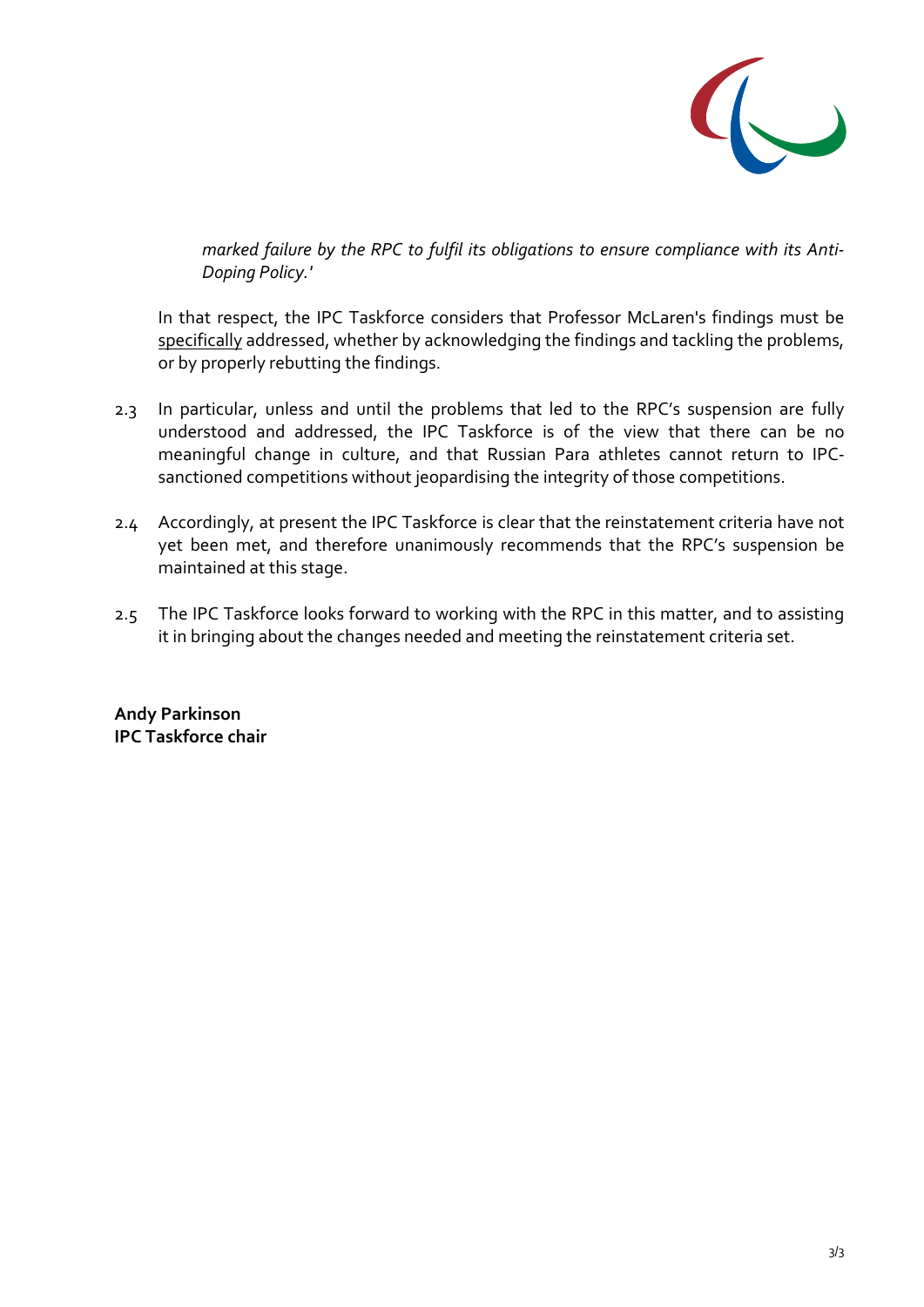*marked failure by the RPC to fulfil its obligations to ensure compliance with its Anti-Doping Policy.'*

In that respect, the IPC Taskforce considers that Professor McLaren's findings must be <u>specifically</u> addressed, whether by acknowledging the findings and tackling the problems, or by properly rebutting the findings.

2.3 In particular, unless and until the problems that led to the RPC's suspension are fully understood and addressed, the IPC Taskforce is of the view that there can be no meaningful change in culture, and that Russian Para athletes cannot return to IPC-sanctioned competitions without jeopardising the integrity of those competitions.

2.4 Accordingly, at present the IPC Taskforce is clear that the reinstatement criteria have not yet been met, and therefore unanimously recommends that the RPC's suspension be maintained at this stage.

2.5 The IPC Taskforce looks forward to working with the RPC in this matter, and to assisting it in bringing about the changes needed and meeting the reinstatement criteria set.

**Andy Parkinson**
**IPC Taskforce chair**